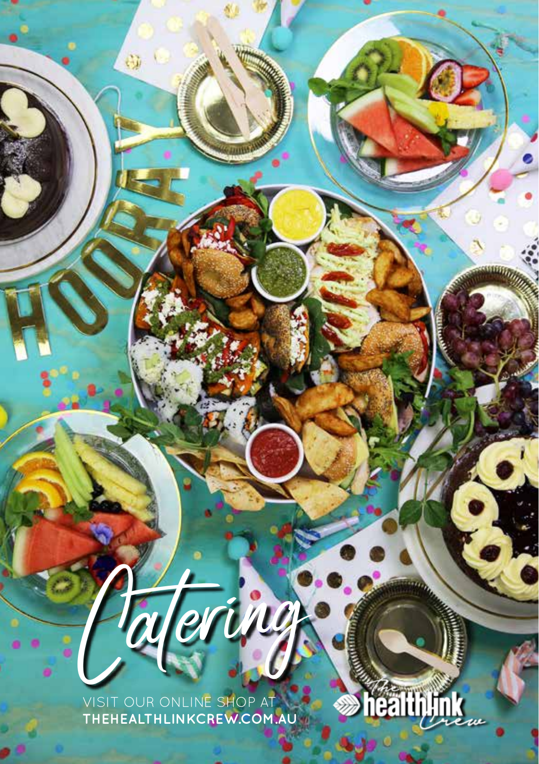# Catering

VISIT OUR ONLINE SHOP AT
**THEHEALTHLINKCREW.COM.AU**

The healthlink Crew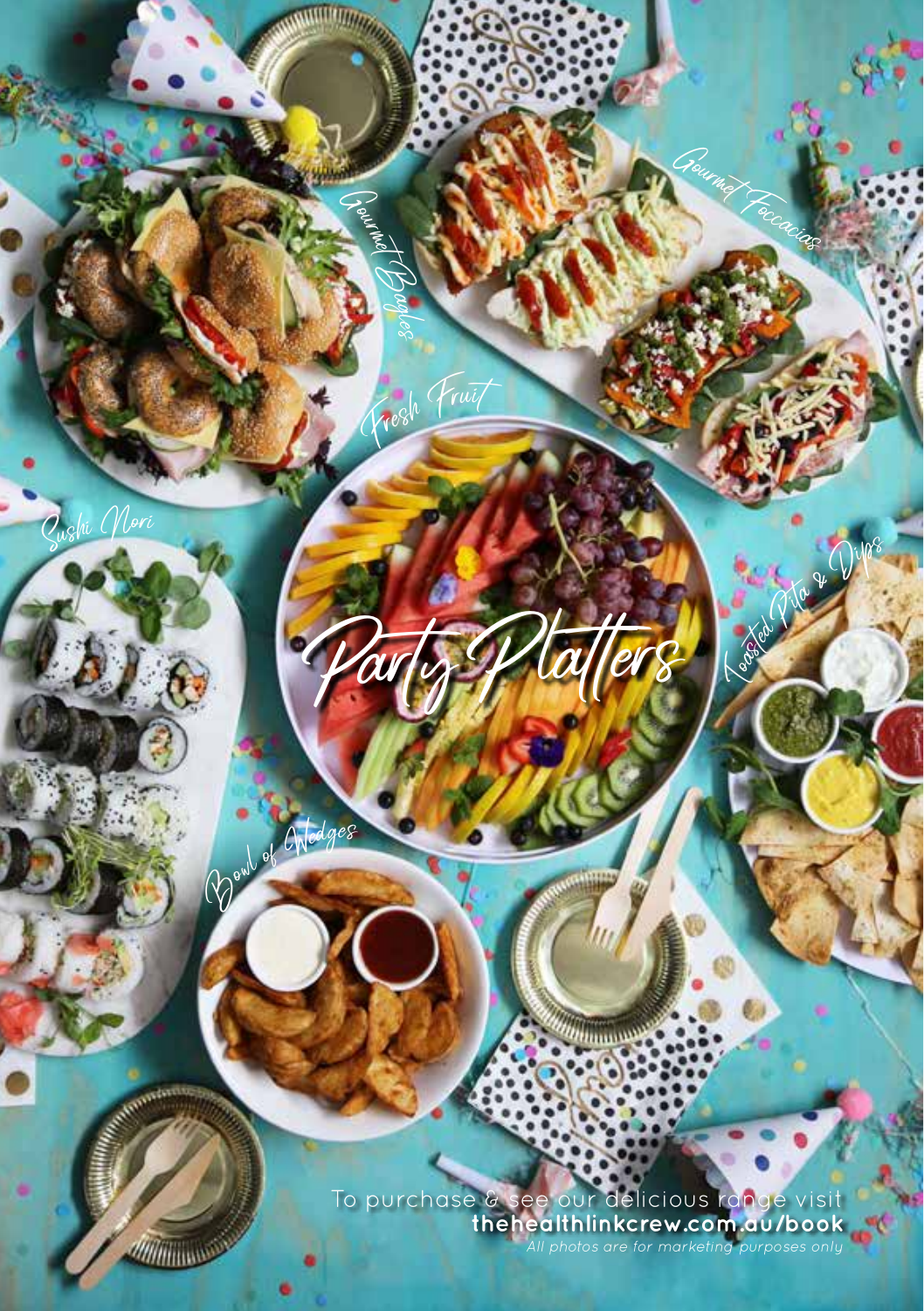# Party Platters

Gourmet Bagels

Gourmet Foccacias

Fresh Fruit

Sushi Nori

Toasted Pita & Dips

Bowl of Wedges

To purchase & see our delicious range visit
**thehealthlinkcrew.com.au/book**
*All photos are for marketing purposes only*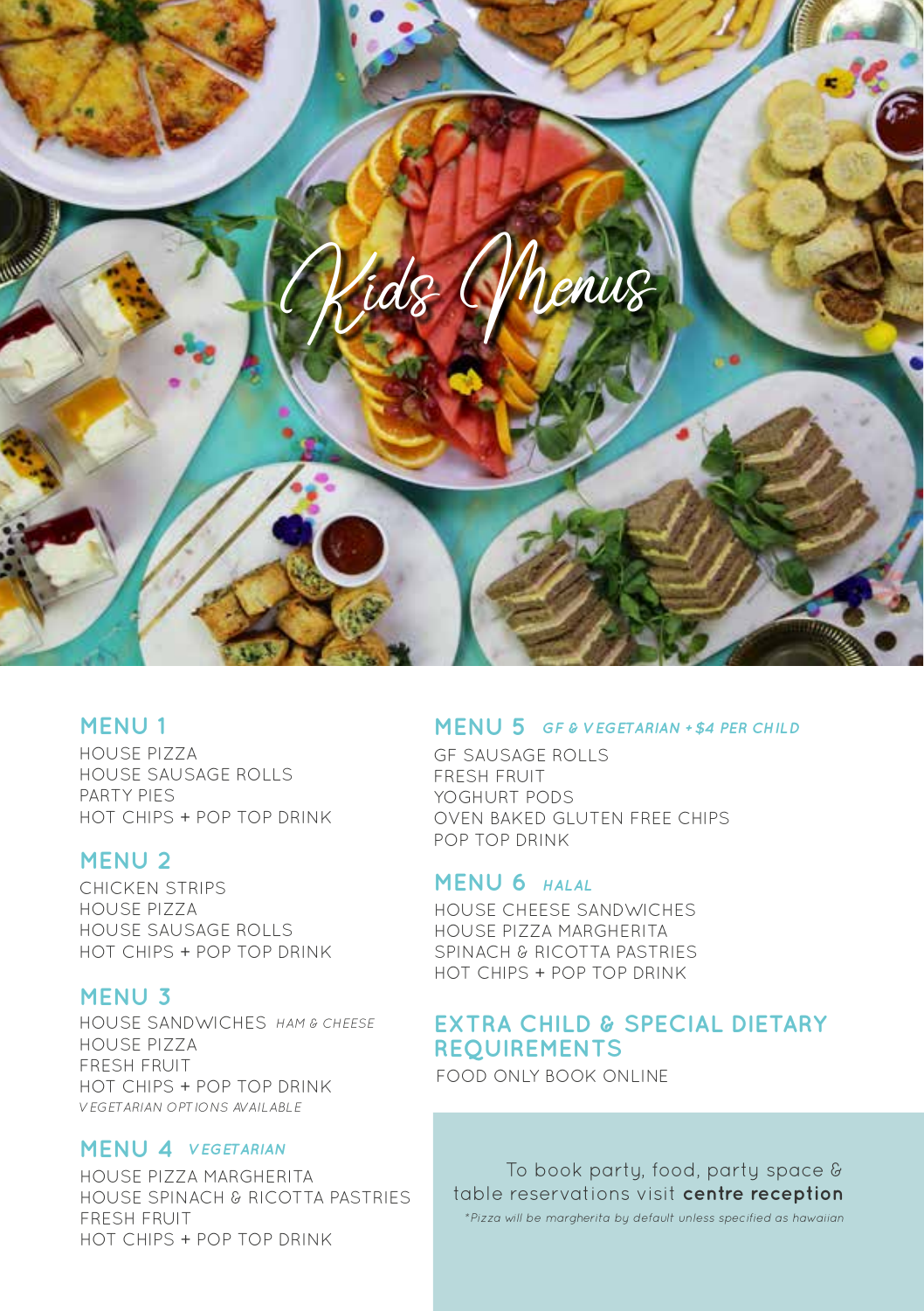# Kids Menus

## MENU 1

HOUSE PIZZA
HOUSE SAUSAGE ROLLS
PARTY PIES
HOT CHIPS + POP TOP DRINK

## MENU 2

CHICKEN STRIPS
HOUSE PIZZA
HOUSE SAUSAGE ROLLS
HOT CHIPS + POP TOP DRINK

## MENU 3

HOUSE SANDWICHES *HAM & CHEESE*
HOUSE PIZZA
FRESH FRUIT
HOT CHIPS + POP TOP DRINK
*VEGETARIAN OPTIONS AVAILABLE*

## MENU 4 *VEGETARIAN*

HOUSE PIZZA MARGHERITA
HOUSE SPINACH & RICOTTA PASTRIES
FRESH FRUIT
HOT CHIPS + POP TOP DRINK

## MENU 5 *GF & VEGETARIAN + $4 PER CHILD*

GF SAUSAGE ROLLS
FRESH FRUIT
YOGHURT PODS
OVEN BAKED GLUTEN FREE CHIPS
POP TOP DRINK

## MENU 6 *HALAL*

HOUSE CHEESE SANDWICHES
HOUSE PIZZA MARGHERITA
SPINACH & RICOTTA PASTRIES
HOT CHIPS + POP TOP DRINK

## EXTRA CHILD & SPECIAL DIETARY REQUIREMENTS

FOOD ONLY BOOK ONLINE

To book party, food, party space & table reservations visit **centre reception**

*\*Pizza will be margherita by default unless specified as hawaiian*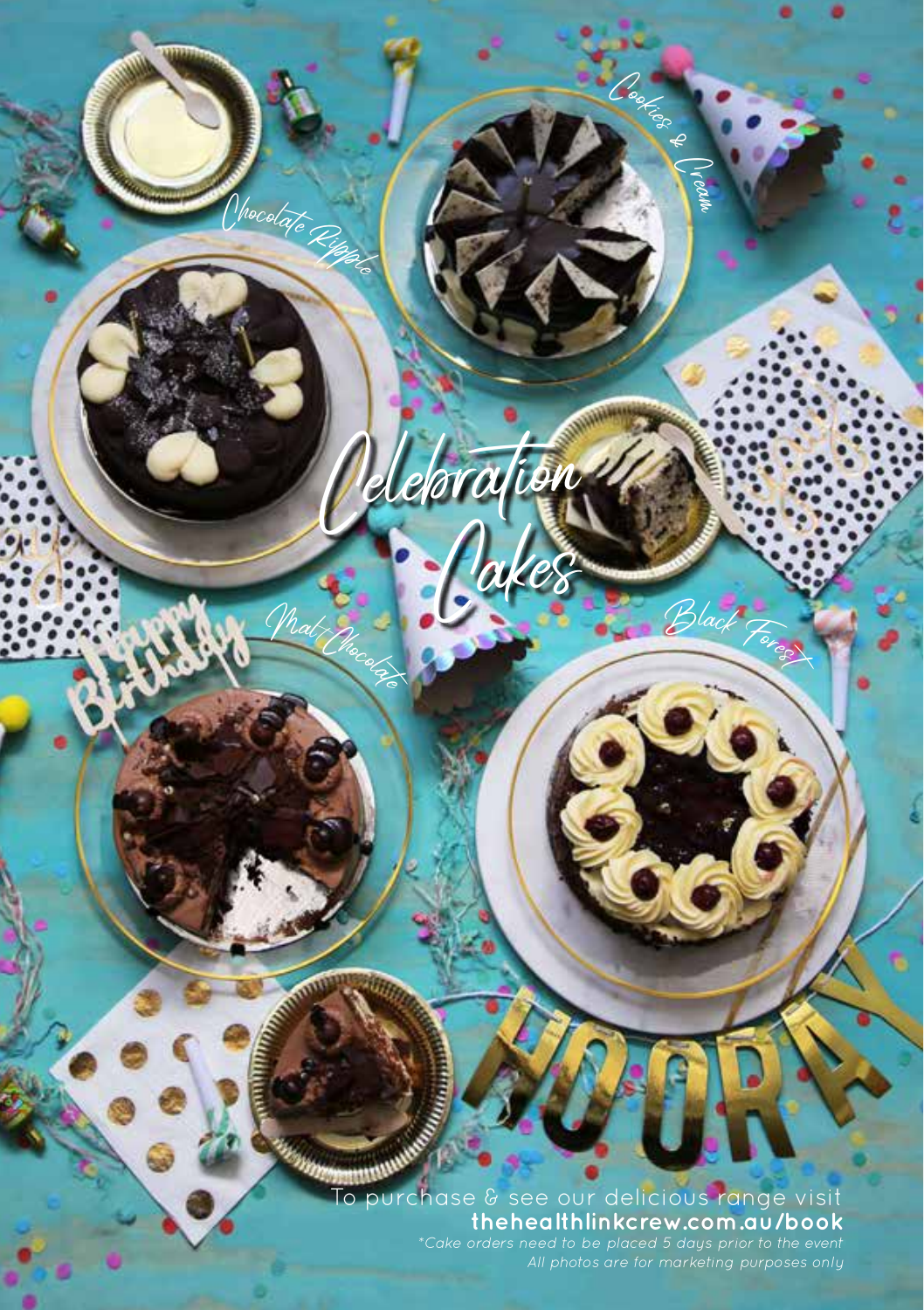# Celebration Cakes

Chocolate Ripple

Cookies & Cream

Malt Chocolate

Black Forest

To purchase & see our delicious range visit
**thehealthlinkcrew.com.au/book**

*\*Cake orders need to be placed 5 days prior to the event*
*All photos are for marketing purposes only*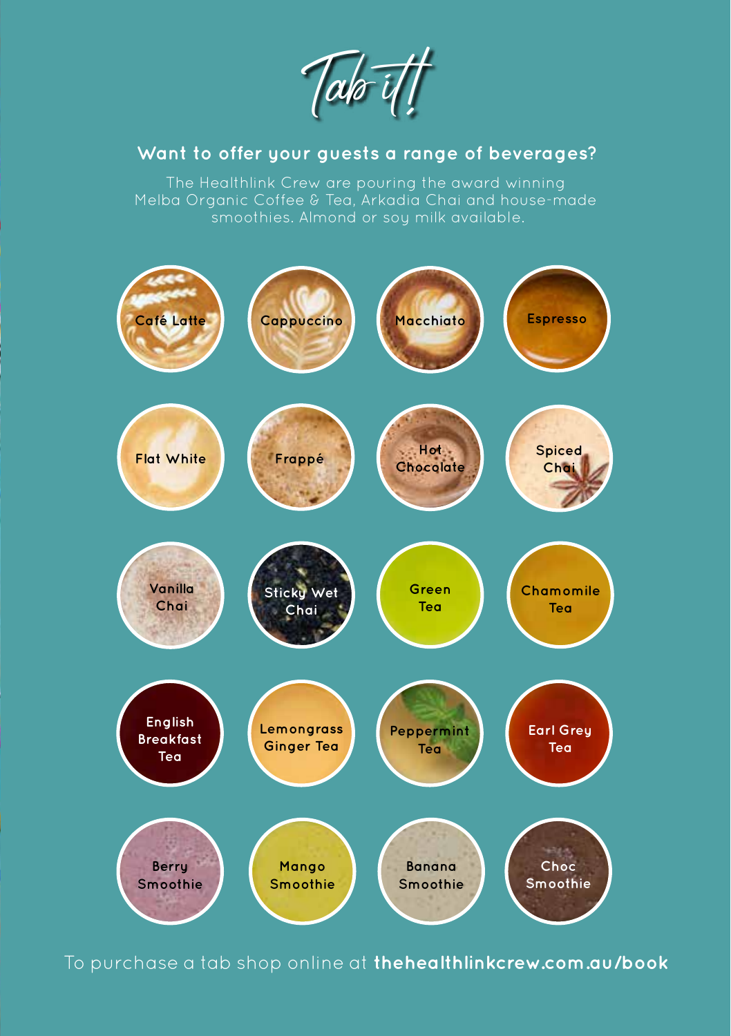# Tab it!

## Want to offer your guests a range of beverages?

The Healthlink Crew are pouring the award winning Melba Organic Coffee & Tea, Arkadia Chai and house-made smoothies. Almond or soy milk available.

- Café Latte
- Cappuccino
- Macchiato
- Espresso
- Flat White
- Frappé
- Hot Chocolate
- Spiced Chai
- Vanilla Chai
- Sticky Wet Chai
- Green Tea
- Chamomile Tea
- English Breakfast Tea
- Lemongrass Ginger Tea
- Peppermint Tea
- Earl Grey Tea
- Berry Smoothie
- Mango Smoothie
- Banana Smoothie
- Choc Smoothie

To purchase a tab shop online at **thehealthlinkcrew.com.au/book**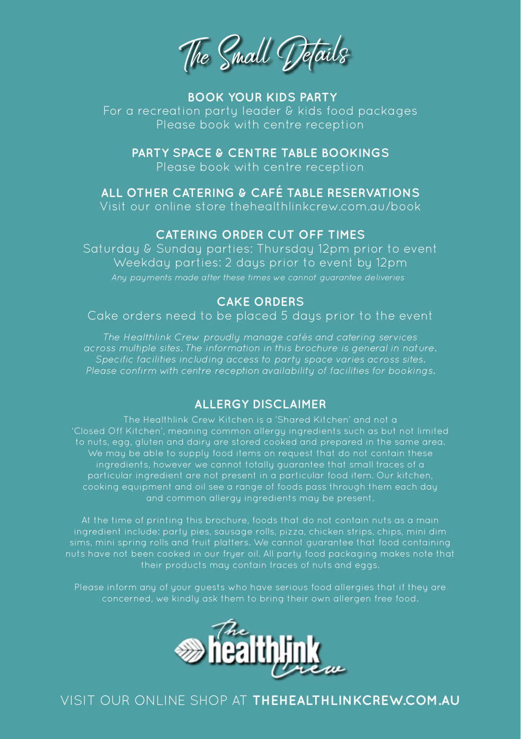# The Small Details

## BOOK YOUR KIDS PARTY

For a recreation party leader & kids food packages
Please book with centre reception

## PARTY SPACE & CENTRE TABLE BOOKINGS

Please book with centre reception

## ALL OTHER CATERING & CAFÉ TABLE RESERVATIONS

Visit our online store thehealthlinkcrew.com.au/book

## CATERING ORDER CUT OFF TIMES

Saturday & Sunday parties: Thursday 12pm prior to event
Weekday parties: 2 days prior to event by 12pm

*Any payments made after these times we cannot guarantee deliveries*

## CAKE ORDERS

Cake orders need to be placed 5 days prior to the event

*The Healthlink Crew proudly manage cafés and catering services across multiple sites. The information in this brochure is general in nature. Specific facilities including access to party space varies across sites. Please confirm with centre reception availability of facilities for bookings.*

## ALLERGY DISCLAIMER

The Healthlink Crew Kitchen is a 'Shared Kitchen' and not a 'Closed Off Kitchen', meaning common allergy ingredients such as but not limited to nuts, egg, gluten and dairy are stored cooked and prepared in the same area. We may be able to supply food items on request that do not contain these ingredients, however we cannot totally guarantee that small traces of a particular ingredient are not present in a particular food item. Our kitchen, cooking equipment and oil see a range of foods pass through them each day and common allergy ingredients may be present.

At the time of printing this brochure, foods that do not contain nuts as a main ingredient include: party pies, sausage rolls, pizza, chicken strips, chips, mini dim sims, mini spring rolls and fruit platters. We cannot guarantee that food containing nuts have not been cooked in our fryer oil. All party food packaging makes note that their products may contain traces of nuts and eggs.

Please inform any of your guests who have serious food allergies that if they are concerned, we kindly ask them to bring their own allergen free food.

The healthlink Crew

VISIT OUR ONLINE SHOP AT **THEHEALTHLINKCREW.COM.AU**